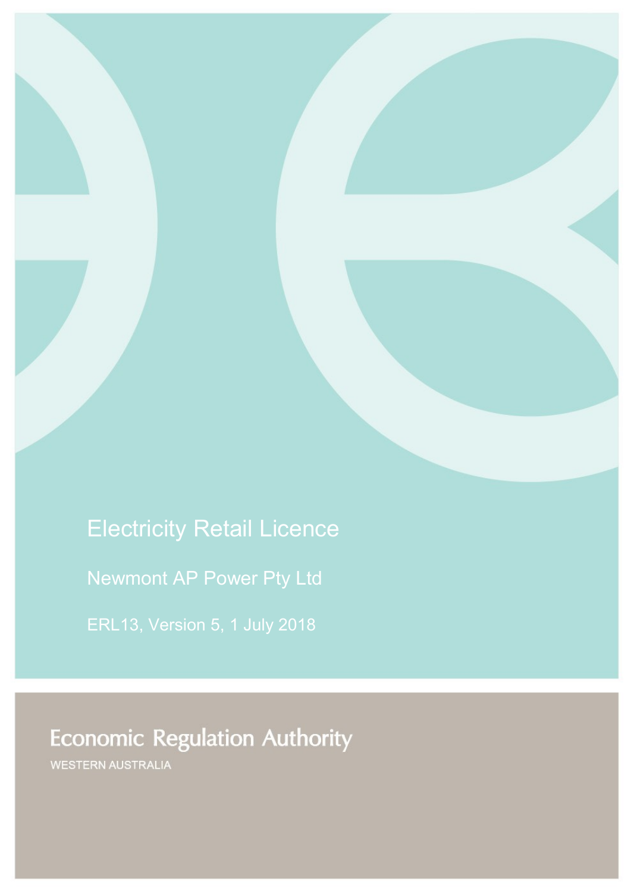# Electricity Retail Licence

## Newmont AP Power Pty Ltd

ERL13, Version 5, 1 July 2018

Economic Regulation Authority

WESTERN AUSTRALIA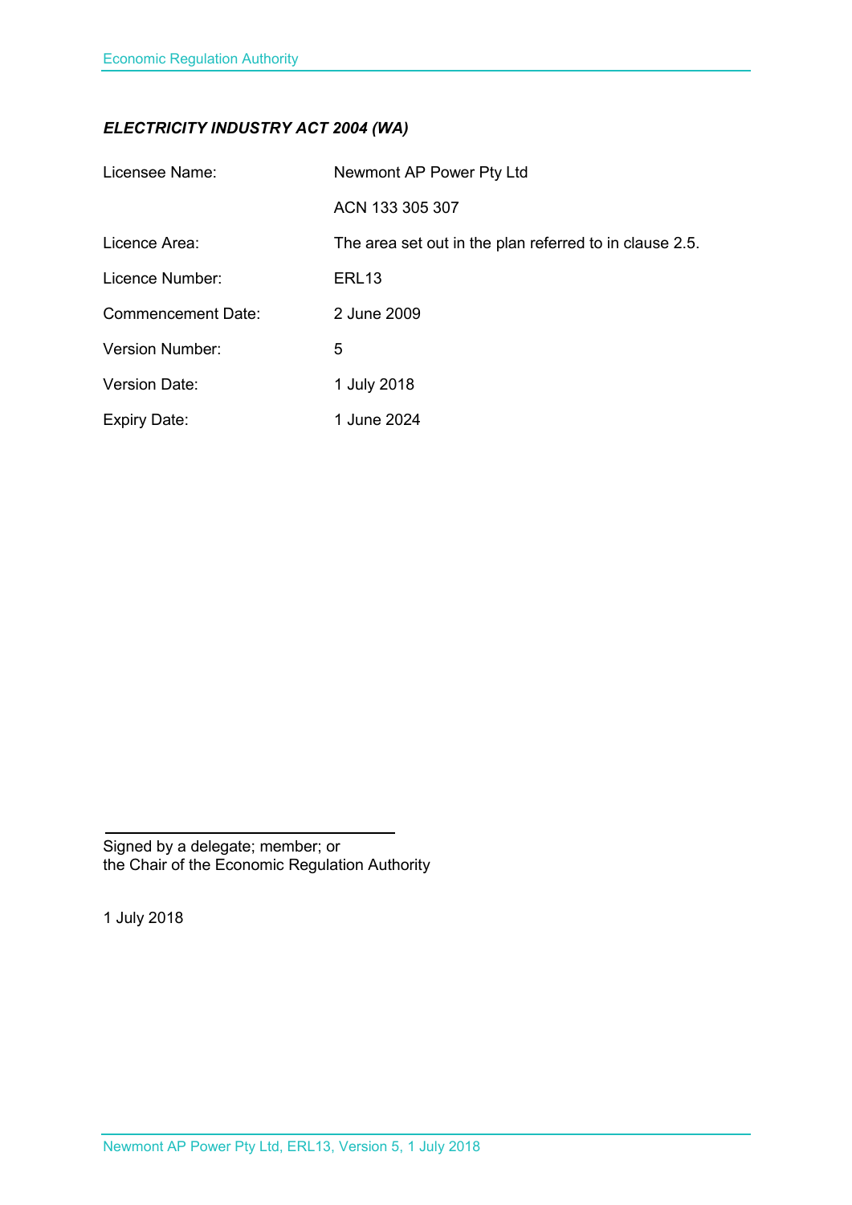***ELECTRICITY INDUSTRY ACT 2004 (WA)***

| | |
|---|---|
| Licensee Name: | Newmont AP Power Pty Ltd |
| | ACN 133 305 307 |
| Licence Area: | The area set out in the plan referred to in clause 2.5. |
| Licence Number: | ERL13 |
| Commencement Date: | 2 June 2009 |
| Version Number: | 5 |
| Version Date: | 1 July 2018 |
| Expiry Date: | 1 June 2024 |

Signed by a delegate; member; or
the Chair of the Economic Regulation Authority

1 July 2018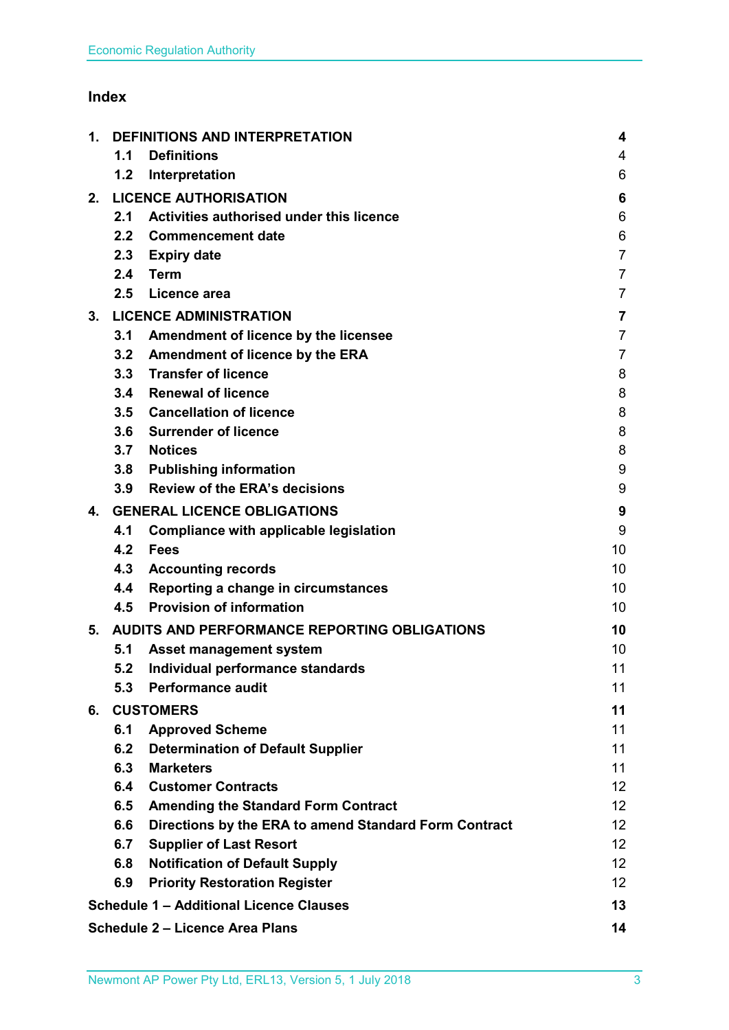## Index

| | | |
|---|---|---|
| **1.** | **DEFINITIONS AND INTERPRETATION** | **4** |
| 1.1 | **Definitions** | 4 |
| 1.2 | **Interpretation** | 6 |
| **2.** | **LICENCE AUTHORISATION** | **6** |
| 2.1 | **Activities authorised under this licence** | 6 |
| 2.2 | **Commencement date** | 6 |
| 2.3 | **Expiry date** | 7 |
| 2.4 | **Term** | 7 |
| 2.5 | **Licence area** | 7 |
| **3.** | **LICENCE ADMINISTRATION** | **7** |
| 3.1 | **Amendment of licence by the licensee** | 7 |
| 3.2 | **Amendment of licence by the ERA** | 7 |
| 3.3 | **Transfer of licence** | 8 |
| 3.4 | **Renewal of licence** | 8 |
| 3.5 | **Cancellation of licence** | 8 |
| 3.6 | **Surrender of licence** | 8 |
| 3.7 | **Notices** | 8 |
| 3.8 | **Publishing information** | 9 |
| 3.9 | **Review of the ERA's decisions** | 9 |
| **4.** | **GENERAL LICENCE OBLIGATIONS** | **9** |
| 4.1 | **Compliance with applicable legislation** | 9 |
| 4.2 | **Fees** | 10 |
| 4.3 | **Accounting records** | 10 |
| 4.4 | **Reporting a change in circumstances** | 10 |
| 4.5 | **Provision of information** | 10 |
| **5.** | **AUDITS AND PERFORMANCE REPORTING OBLIGATIONS** | **10** |
| 5.1 | **Asset management system** | 10 |
| 5.2 | **Individual performance standards** | 11 |
| 5.3 | **Performance audit** | 11 |
| **6.** | **CUSTOMERS** | **11** |
| 6.1 | **Approved Scheme** | 11 |
| 6.2 | **Determination of Default Supplier** | 11 |
| 6.3 | **Marketers** | 11 |
| 6.4 | **Customer Contracts** | 12 |
| 6.5 | **Amending the Standard Form Contract** | 12 |
| 6.6 | **Directions by the ERA to amend Standard Form Contract** | 12 |
| 6.7 | **Supplier of Last Resort** | 12 |
| 6.8 | **Notification of Default Supply** | 12 |
| 6.9 | **Priority Restoration Register** | 12 |
| **Schedule 1 – Additional Licence Clauses** | | **13** |
| **Schedule 2 – Licence Area Plans** | | **14** |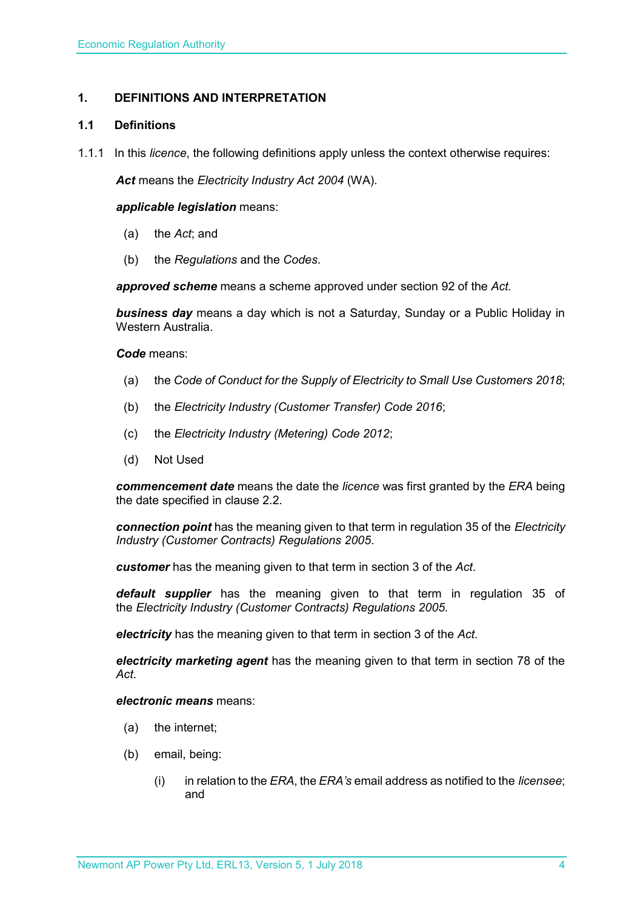## 1. DEFINITIONS AND INTERPRETATION

### 1.1 Definitions

1.1.1 In this *licence*, the following definitions apply unless the context otherwise requires:

***Act*** means the *Electricity Industry Act 2004* (WA).

***applicable legislation*** means:

(a) the *Act*; and

(b) the *Regulations* and the *Codes*.

***approved scheme*** means a scheme approved under section 92 of the *Act.*

***business day*** means a day which is not a Saturday, Sunday or a Public Holiday in Western Australia.

***Code*** means:

(a) the *Code of Conduct for the Supply of Electricity to Small Use Customers 2018*;

(b) the *Electricity Industry (Customer Transfer) Code 2016*;

(c) the *Electricity Industry (Metering) Code 2012*;

(d) Not Used

***commencement date*** means the date the *licence* was first granted by the *ERA* being the date specified in clause 2.2.

***connection point*** has the meaning given to that term in regulation 35 of the *Electricity Industry (Customer Contracts) Regulations 2005*.

***customer*** has the meaning given to that term in section 3 of the *Act*.

***default supplier*** has the meaning given to that term in regulation 35 of the *Electricity Industry (Customer Contracts) Regulations 2005.*

***electricity*** has the meaning given to that term in section 3 of the *Act*.

***electricity marketing agent*** has the meaning given to that term in section 78 of the *Act*.

***electronic means*** means:

(a) the internet;

(b) email, being:

(i) in relation to the *ERA*, the *ERA's* email address as notified to the *licensee*; and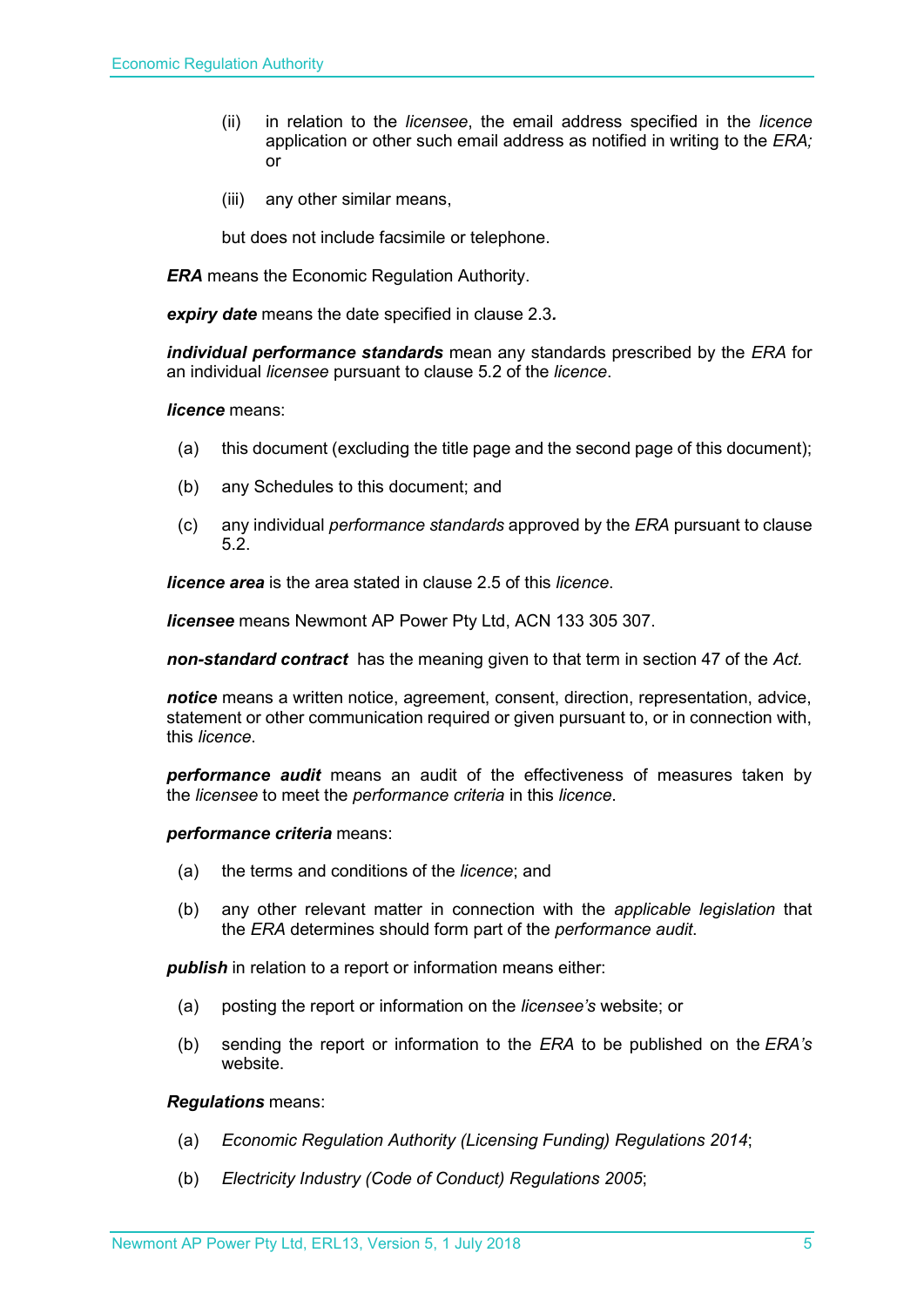(ii) in relation to the *licensee*, the email address specified in the *licence* application or other such email address as notified in writing to the *ERA;* or

(iii) any other similar means,

but does not include facsimile or telephone.

***ERA*** means the Economic Regulation Authority.

***expiry date*** means the date specified in clause 2.3**.**

***individual performance standards*** mean any standards prescribed by the *ERA* for an individual *licensee* pursuant to clause 5.2 of the *licence*.

***licence*** means:

(a) this document (excluding the title page and the second page of this document);

(b) any Schedules to this document; and

(c) any individual *performance standards* approved by the *ERA* pursuant to clause 5.2.

***licence area*** is the area stated in clause 2.5 of this *licence*.

***licensee*** means Newmont AP Power Pty Ltd, ACN 133 305 307.

***non-standard contract*** has the meaning given to that term in section 47 of the *Act.*

***notice*** means a written notice, agreement, consent, direction, representation, advice, statement or other communication required or given pursuant to, or in connection with, this *licence*.

***performance audit*** means an audit of the effectiveness of measures taken by the *licensee* to meet the *performance criteria* in this *licence*.

***performance criteria*** means:

(a) the terms and conditions of the *licence*; and

(b) any other relevant matter in connection with the *applicable legislation* that the *ERA* determines should form part of the *performance audit*.

***publish*** in relation to a report or information means either:

(a) posting the report or information on the *licensee's* website; or

(b) sending the report or information to the *ERA* to be published on the *ERA's* website.

***Regulations*** means:

(a) *Economic Regulation Authority (Licensing Funding) Regulations 2014*;

(b) *Electricity Industry (Code of Conduct) Regulations 2005*;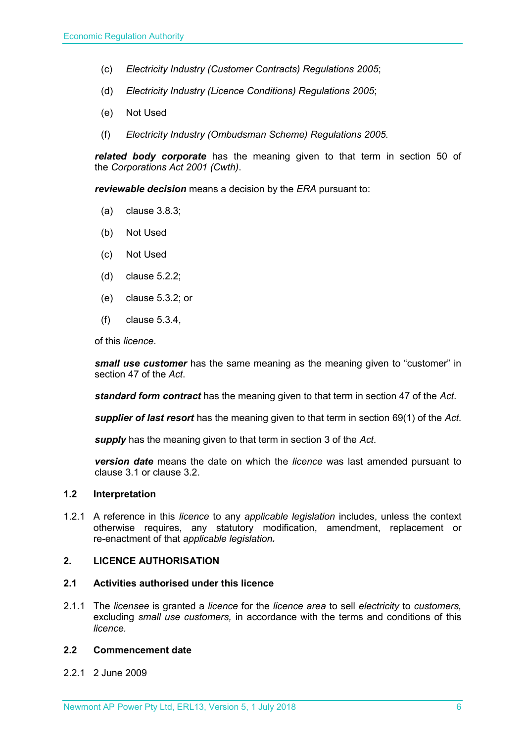(c) *Electricity Industry (Customer Contracts) Regulations 2005*;

(d) *Electricity Industry (Licence Conditions) Regulations 2005*;

(e) Not Used

(f) *Electricity Industry (Ombudsman Scheme) Regulations 2005.*

***related body corporate*** has the meaning given to that term in section 50 of the *Corporations Act 2001 (Cwth)*.

***reviewable decision*** means a decision by the *ERA* pursuant to:

(a) clause 3.8.3;

(b) Not Used

(c) Not Used

(d) clause 5.2.2;

(e) clause 5.3.2; or

(f) clause 5.3.4,

of this *licence*.

***small use customer*** has the same meaning as the meaning given to "customer" in section 47 of the *Act*.

***standard form contract*** has the meaning given to that term in section 47 of the *Act*.

***supplier of last resort*** has the meaning given to that term in section 69(1) of the *Act*.

***supply*** has the meaning given to that term in section 3 of the *Act*.

***version date*** means the date on which the *licence* was last amended pursuant to clause 3.1 or clause 3.2.

### 1.2 Interpretation

1.2.1 A reference in this *licence* to any *applicable legislation* includes, unless the context otherwise requires, any statutory modification, amendment, replacement or re-enactment of that *applicable legislation*.

## 2. LICENCE AUTHORISATION

### 2.1 Activities authorised under this licence

2.1.1 The *licensee* is granted a *licence* for the *licence area* to sell *electricity* to *customers,* excluding *small use customers,* in accordance with the terms and conditions of this *licence*.

### 2.2 Commencement date

2.2.1 2 June 2009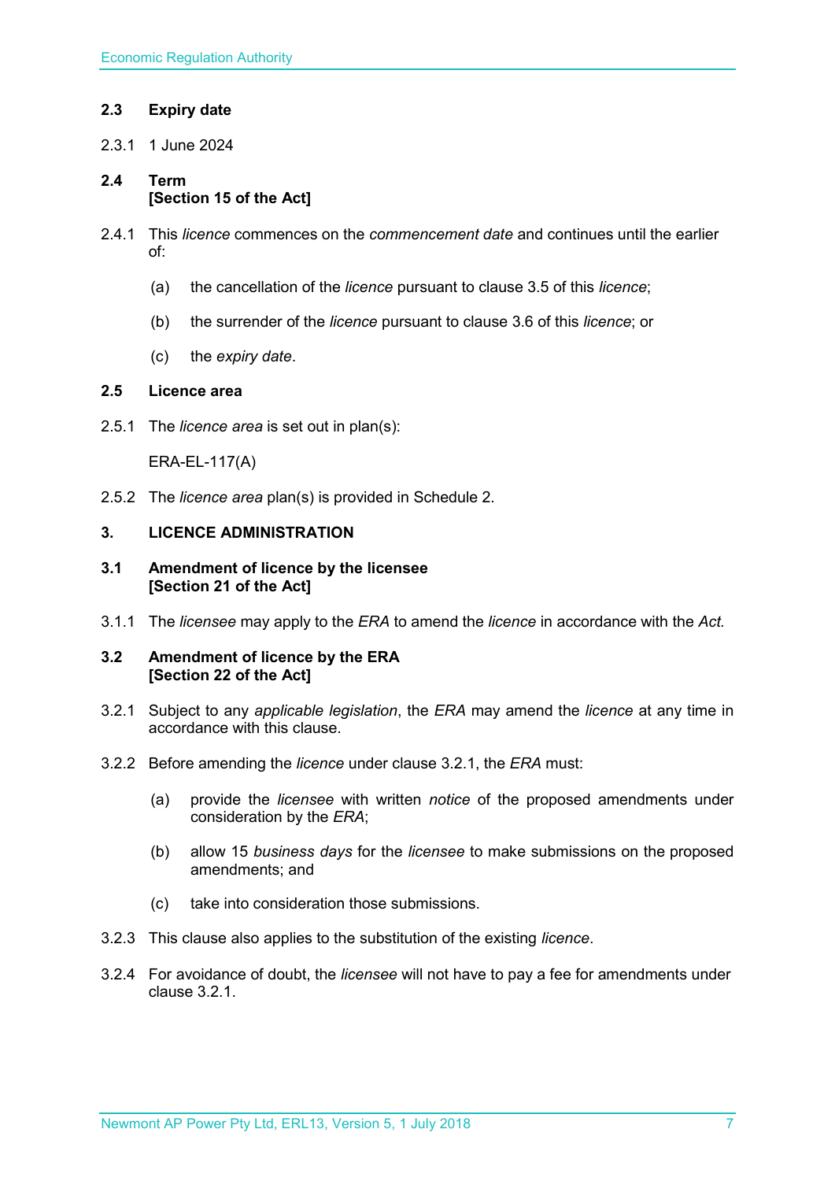### 2.3 Expiry date

2.3.1 1 June 2024

### 2.4 Term
**[Section 15 of the Act]**

2.4.1 This *licence* commences on the *commencement date* and continues until the earlier of:

(a) the cancellation of the *licence* pursuant to clause 3.5 of this *licence*;

(b) the surrender of the *licence* pursuant to clause 3.6 of this *licence*; or

(c) the *expiry date*.

### 2.5 Licence area

2.5.1 The *licence area* is set out in plan(s):

ERA-EL-117(A)

2.5.2 The *licence area* plan(s) is provided in Schedule 2.

## 3. LICENCE ADMINISTRATION

### 3.1 Amendment of licence by the licensee
**[Section 21 of the Act]**

3.1.1 The *licensee* may apply to the *ERA* to amend the *licence* in accordance with the *Act.*

### 3.2 Amendment of licence by the ERA
**[Section 22 of the Act]**

3.2.1 Subject to any *applicable legislation*, the *ERA* may amend the *licence* at any time in accordance with this clause.

3.2.2 Before amending the *licence* under clause 3.2.1, the *ERA* must:

(a) provide the *licensee* with written *notice* of the proposed amendments under consideration by the *ERA*;

(b) allow 15 *business days* for the *licensee* to make submissions on the proposed amendments; and

(c) take into consideration those submissions.

3.2.3 This clause also applies to the substitution of the existing *licence*.

3.2.4 For avoidance of doubt, the *licensee* will not have to pay a fee for amendments under clause 3.2.1.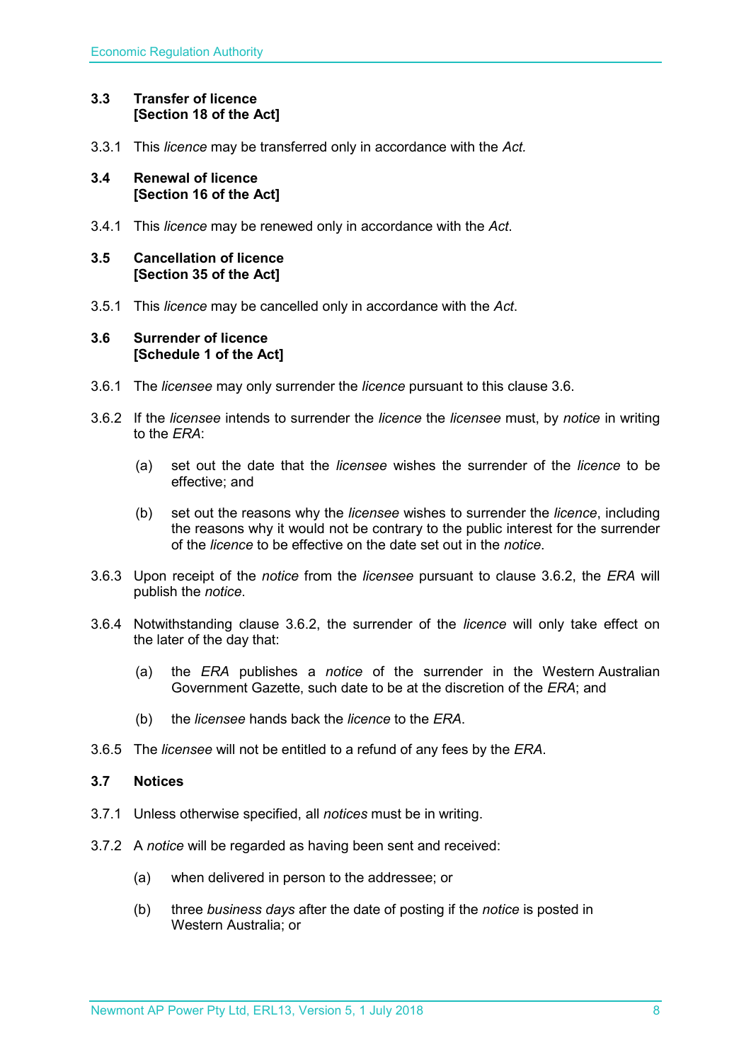### 3.3 Transfer of licence
**[Section 18 of the Act]**

3.3.1 This *licence* may be transferred only in accordance with the *Act.*

### 3.4 Renewal of licence
**[Section 16 of the Act]**

3.4.1 This *licence* may be renewed only in accordance with the *Act*.

### 3.5 Cancellation of licence
**[Section 35 of the Act]**

3.5.1 This *licence* may be cancelled only in accordance with the *Act*.

### 3.6 Surrender of licence
**[Schedule 1 of the Act]**

3.6.1 The *licensee* may only surrender the *licence* pursuant to this clause 3.6.

3.6.2 If the *licensee* intends to surrender the *licence* the *licensee* must, by *notice* in writing to the *ERA*:

(a) set out the date that the *licensee* wishes the surrender of the *licence* to be effective; and

(b) set out the reasons why the *licensee* wishes to surrender the *licence*, including the reasons why it would not be contrary to the public interest for the surrender of the *licence* to be effective on the date set out in the *notice*.

3.6.3 Upon receipt of the *notice* from the *licensee* pursuant to clause 3.6.2, the *ERA* will publish the *notice*.

3.6.4 Notwithstanding clause 3.6.2, the surrender of the *licence* will only take effect on the later of the day that:

(a) the *ERA* publishes a *notice* of the surrender in the Western Australian Government Gazette, such date to be at the discretion of the *ERA*; and

(b) the *licensee* hands back the *licence* to the *ERA*.

3.6.5 The *licensee* will not be entitled to a refund of any fees by the *ERA*.

### 3.7 Notices

3.7.1 Unless otherwise specified, all *notices* must be in writing.

3.7.2 A *notice* will be regarded as having been sent and received:

(a) when delivered in person to the addressee; or

(b) three *business days* after the date of posting if the *notice* is posted in Western Australia; or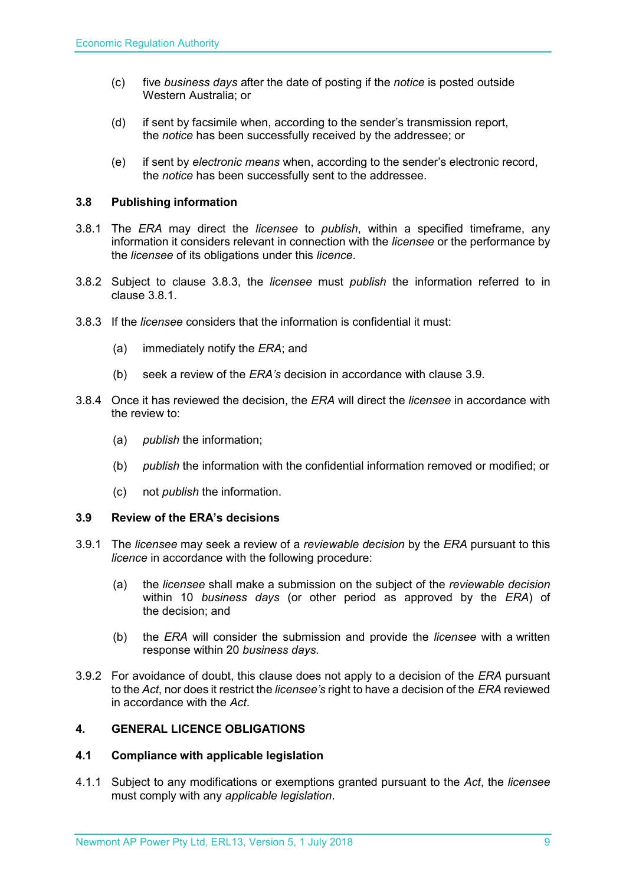(c) five *business days* after the date of posting if the *notice* is posted outside Western Australia; or

(d) if sent by facsimile when, according to the sender's transmission report, the *notice* has been successfully received by the addressee; or

(e) if sent by *electronic means* when, according to the sender's electronic record, the *notice* has been successfully sent to the addressee.

### 3.8 Publishing information

3.8.1 The *ERA* may direct the *licensee* to *publish*, within a specified timeframe, any information it considers relevant in connection with the *licensee* or the performance by the *licensee* of its obligations under this *licence*.

3.8.2 Subject to clause 3.8.3, the *licensee* must *publish* the information referred to in clause 3.8.1.

3.8.3 If the *licensee* considers that the information is confidential it must:

(a) immediately notify the *ERA*; and

(b) seek a review of the *ERA's* decision in accordance with clause 3.9.

3.8.4 Once it has reviewed the decision, the *ERA* will direct the *licensee* in accordance with the review to:

(a) *publish* the information;

(b) *publish* the information with the confidential information removed or modified; or

(c) not *publish* the information.

### 3.9 Review of the ERA's decisions

3.9.1 The *licensee* may seek a review of a *reviewable decision* by the *ERA* pursuant to this *licence* in accordance with the following procedure:

(a) the *licensee* shall make a submission on the subject of the *reviewable decision* within 10 *business days* (or other period as approved by the *ERA*) of the decision; and

(b) the *ERA* will consider the submission and provide the *licensee* with a written response within 20 *business days*.

3.9.2 For avoidance of doubt, this clause does not apply to a decision of the *ERA* pursuant to the *Act*, nor does it restrict the *licensee's* right to have a decision of the *ERA* reviewed in accordance with the *Act*.

## 4. GENERAL LICENCE OBLIGATIONS

### 4.1 Compliance with applicable legislation

4.1.1 Subject to any modifications or exemptions granted pursuant to the *Act*, the *licensee* must comply with any *applicable legislation*.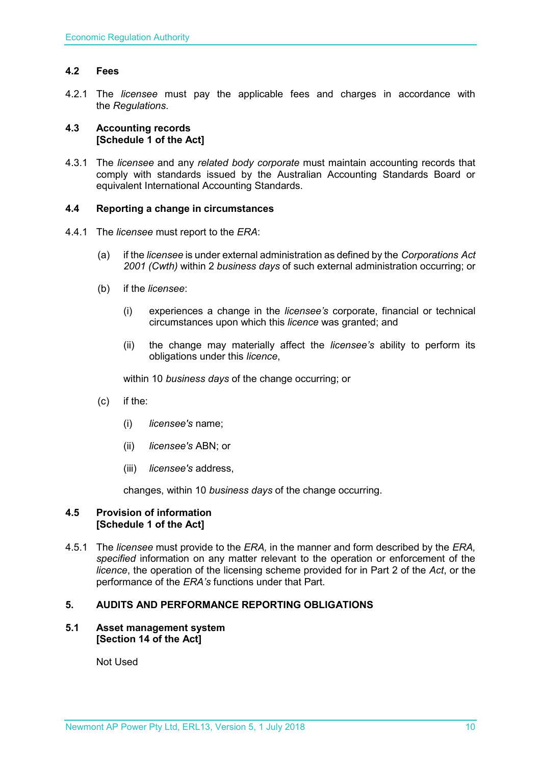### 4.2 Fees

4.2.1 The *licensee* must pay the applicable fees and charges in accordance with the *Regulations*.

### 4.3 Accounting records [Schedule 1 of the Act]

4.3.1 The *licensee* and any *related body corporate* must maintain accounting records that comply with standards issued by the Australian Accounting Standards Board or equivalent International Accounting Standards.

### 4.4 Reporting a change in circumstances

4.4.1 The *licensee* must report to the *ERA*:

(a) if the *licensee* is under external administration as defined by the *Corporations Act 2001 (Cwth)* within 2 *business days* of such external administration occurring; or

(b) if the *licensee*:

(i) experiences a change in the *licensee's* corporate, financial or technical circumstances upon which this *licence* was granted; and

(ii) the change may materially affect the *licensee's* ability to perform its obligations under this *licence*,

within 10 *business days* of the change occurring; or

(c) if the:

(i) *licensee's* name;

(ii) *licensee's* ABN; or

(iii) *licensee's* address,

changes, within 10 *business days* of the change occurring.

### 4.5 Provision of information [Schedule 1 of the Act]

4.5.1 The *licensee* must provide to the *ERA,* in the manner and form described by the *ERA, specified* information on any matter relevant to the operation or enforcement of the *licence*, the operation of the licensing scheme provided for in Part 2 of the *Act*, or the performance of the *ERA's* functions under that Part.

## 5. AUDITS AND PERFORMANCE REPORTING OBLIGATIONS

### 5.1 Asset management system [Section 14 of the Act]

Not Used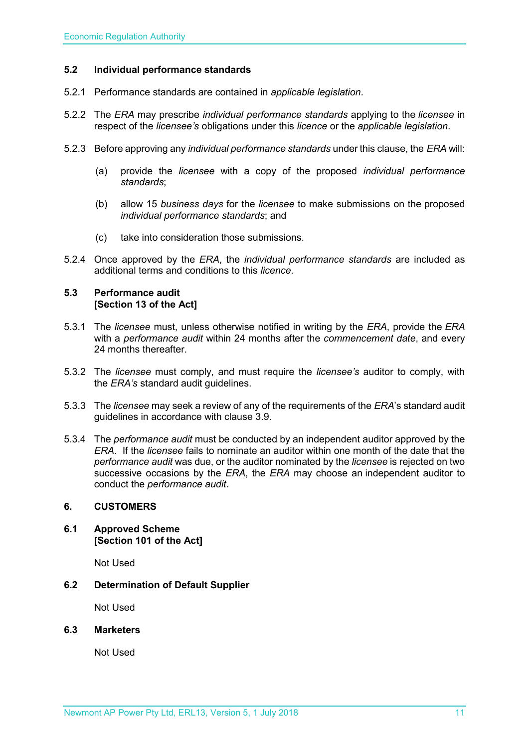### 5.2 Individual performance standards

5.2.1 Performance standards are contained in *applicable legislation*.

5.2.2 The *ERA* may prescribe *individual performance standards* applying to the *licensee* in respect of the *licensee's* obligations under this *licence* or the *applicable legislation*.

5.2.3 Before approving any *individual performance standards* under this clause, the *ERA* will:

(a) provide the *licensee* with a copy of the proposed *individual performance standards*;

(b) allow 15 *business days* for the *licensee* to make submissions on the proposed *individual performance standards*; and

(c) take into consideration those submissions.

5.2.4 Once approved by the *ERA*, the *individual performance standards* are included as additional terms and conditions to this *licence*.

### 5.3 Performance audit [Section 13 of the Act]

5.3.1 The *licensee* must, unless otherwise notified in writing by the *ERA*, provide the *ERA* with a *performance audit* within 24 months after the *commencement date*, and every 24 months thereafter.

5.3.2 The *licensee* must comply, and must require the *licensee's* auditor to comply, with the *ERA's* standard audit guidelines.

5.3.3 The *licensee* may seek a review of any of the requirements of the *ERA*'s standard audit guidelines in accordance with clause 3.9.

5.3.4 The *performance audit* must be conducted by an independent auditor approved by the *ERA*. If the *licensee* fails to nominate an auditor within one month of the date that the *performance audit* was due, or the auditor nominated by the *licensee* is rejected on two successive occasions by the *ERA*, the *ERA* may choose an independent auditor to conduct the *performance audit*.

## 6. CUSTOMERS

### 6.1 Approved Scheme [Section 101 of the Act]

Not Used

### 6.2 Determination of Default Supplier

Not Used

### 6.3 Marketers

Not Used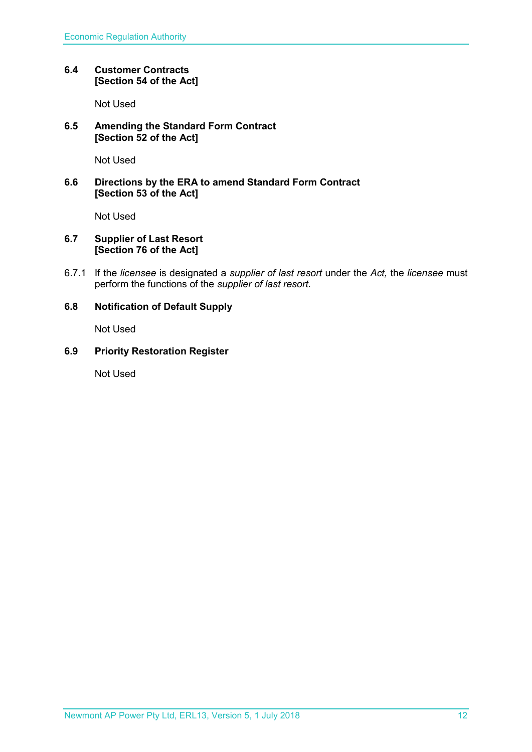### 6.4 Customer Contracts
**[Section 54 of the Act]**

Not Used

### 6.5 Amending the Standard Form Contract
**[Section 52 of the Act]**

Not Used

### 6.6 Directions by the ERA to amend Standard Form Contract
**[Section 53 of the Act]**

Not Used

### 6.7 Supplier of Last Resort
**[Section 76 of the Act]**

6.7.1 If the *licensee* is designated a *supplier of last resort* under the *Act,* the *licensee* must perform the functions of the *supplier of last resort*.

### 6.8 Notification of Default Supply

Not Used

### 6.9 Priority Restoration Register

Not Used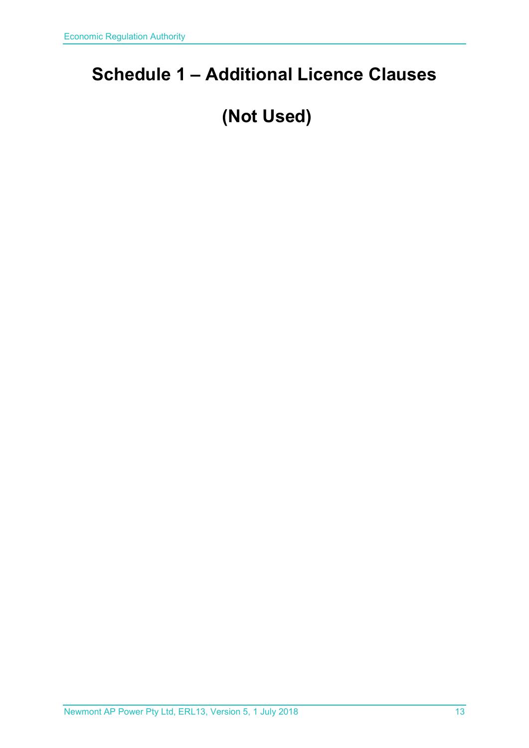# Schedule 1 – Additional Licence Clauses

# (Not Used)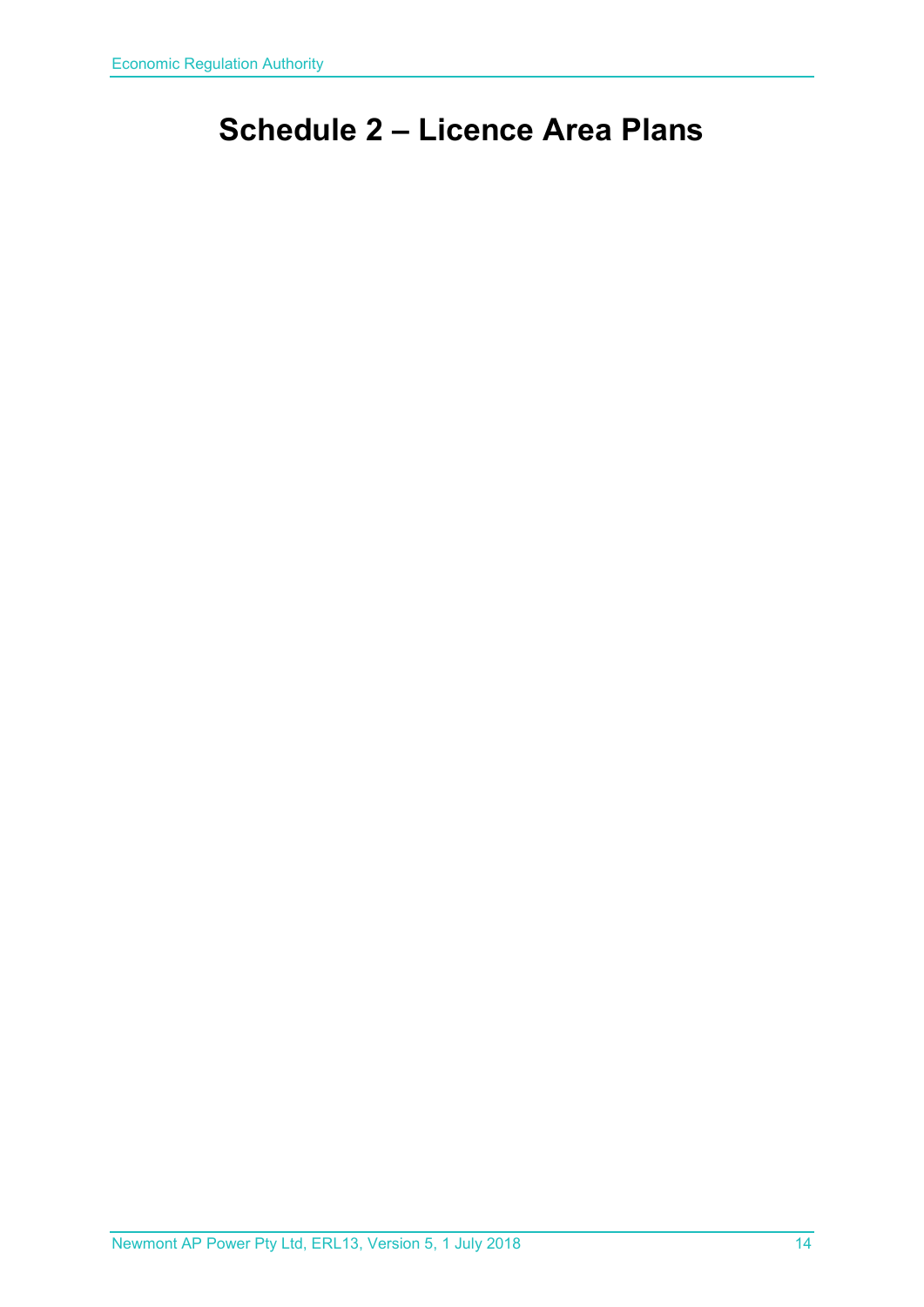# Schedule 2 – Licence Area Plans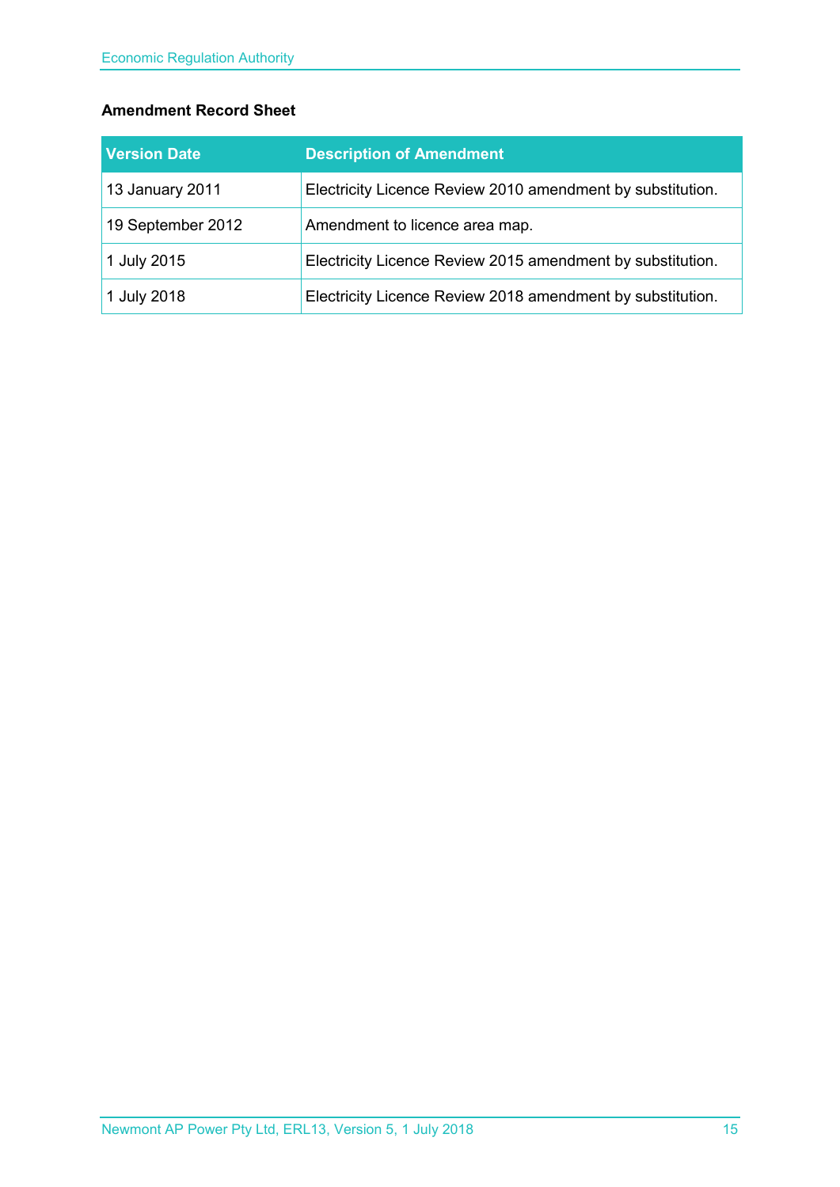**Amendment Record Sheet**

| Version Date | Description of Amendment |
| --- | --- |
| 13 January 2011 | Electricity Licence Review 2010 amendment by substitution. |
| 19 September 2012 | Amendment to licence area map. |
| 1 July 2015 | Electricity Licence Review 2015 amendment by substitution. |
| 1 July 2018 | Electricity Licence Review 2018 amendment by substitution. |